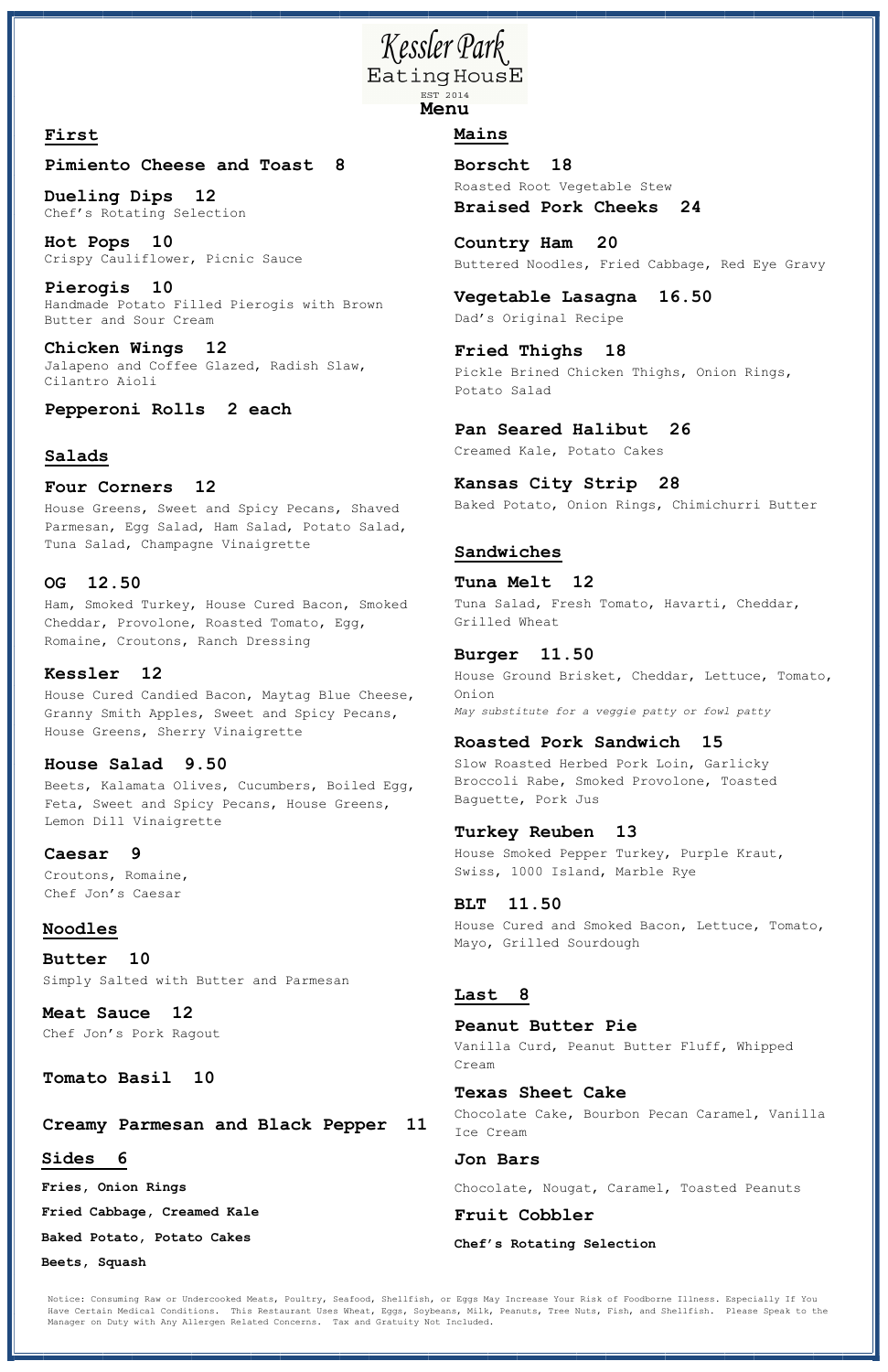# Kessler Park Eating HousE

EST 2014

## Menu

### First

**Pimiento Cheese and Toast 8**

**Dueling Dips 12**
Chef's Rotating Selection

**Hot Pops 10**
Crispy Cauliflower, Picnic Sauce

**Pierogis 10**
Handmade Potato Filled Pierogis with Brown Butter and Sour Cream

**Chicken Wings 12**
Jalapeno and Coffee Glazed, Radish Slaw, Cilantro Aioli

**Pepperoni Rolls 2 each**

### Salads

**Four Corners 12**
House Greens, Sweet and Spicy Pecans, Shaved Parmesan, Egg Salad, Ham Salad, Potato Salad, Tuna Salad, Champagne Vinaigrette

**OG 12.50**
Ham, Smoked Turkey, House Cured Bacon, Smoked Cheddar, Provolone, Roasted Tomato, Egg, Romaine, Croutons, Ranch Dressing

**Kessler 12**
House Cured Candied Bacon, Maytag Blue Cheese, Granny Smith Apples, Sweet and Spicy Pecans, House Greens, Sherry Vinaigrette

**House Salad 9.50**
Beets, Kalamata Olives, Cucumbers, Boiled Egg, Feta, Sweet and Spicy Pecans, House Greens, Lemon Dill Vinaigrette

**Caesar 9**
Croutons, Romaine, Chef Jon's Caesar

### Noodles

**Butter 10**
Simply Salted with Butter and Parmesan

**Meat Sauce 12**
Chef Jon's Pork Ragout

**Tomato Basil 10**

**Creamy Parmesan and Black Pepper 11**

### Sides 6

**Fries, Onion Rings**

**Fried Cabbage, Creamed Kale**

**Baked Potato, Potato Cakes**

**Beets, Squash**

### Mains

**Borscht 18**
Roasted Root Vegetable Stew

**Braised Pork Cheeks 24**

**Country Ham 20**
Buttered Noodles, Fried Cabbage, Red Eye Gravy

**Vegetable Lasagna 16.50**
Dad's Original Recipe

**Fried Thighs 18**
Pickle Brined Chicken Thighs, Onion Rings, Potato Salad

**Pan Seared Halibut 26**
Creamed Kale, Potato Cakes

**Kansas City Strip 28**
Baked Potato, Onion Rings, Chimichurri Butter

### Sandwiches

**Tuna Melt 12**
Tuna Salad, Fresh Tomato, Havarti, Cheddar, Grilled Wheat

**Burger 11.50**
House Ground Brisket, Cheddar, Lettuce, Tomato, Onion
*May substitute for a veggie patty or fowl patty*

**Roasted Pork Sandwich 15**
Slow Roasted Herbed Pork Loin, Garlicky Broccoli Rabe, Smoked Provolone, Toasted Baguette, Pork Jus

**Turkey Reuben 13**
House Smoked Pepper Turkey, Purple Kraut, Swiss, 1000 Island, Marble Rye

**BLT 11.50**
House Cured and Smoked Bacon, Lettuce, Tomato, Mayo, Grilled Sourdough

### Last 8

**Peanut Butter Pie**
Vanilla Curd, Peanut Butter Fluff, Whipped Cream

**Texas Sheet Cake**
Chocolate Cake, Bourbon Pecan Caramel, Vanilla Ice Cream

**Jon Bars**
Chocolate, Nougat, Caramel, Toasted Peanuts

**Fruit Cobbler**
**Chef's Rotating Selection**

Notice: Consuming Raw or Undercooked Meats, Poultry, Seafood, Shellfish, or Eggs May Increase Your Risk of Foodborne Illness. Especially If You Have Certain Medical Conditions. This Restaurant Uses Wheat, Eggs, Soybeans, Milk, Peanuts, Tree Nuts, Fish, and Shellfish. Please Speak to the Manager on Duty with Any Allergen Related Concerns. Tax and Gratuity Not Included.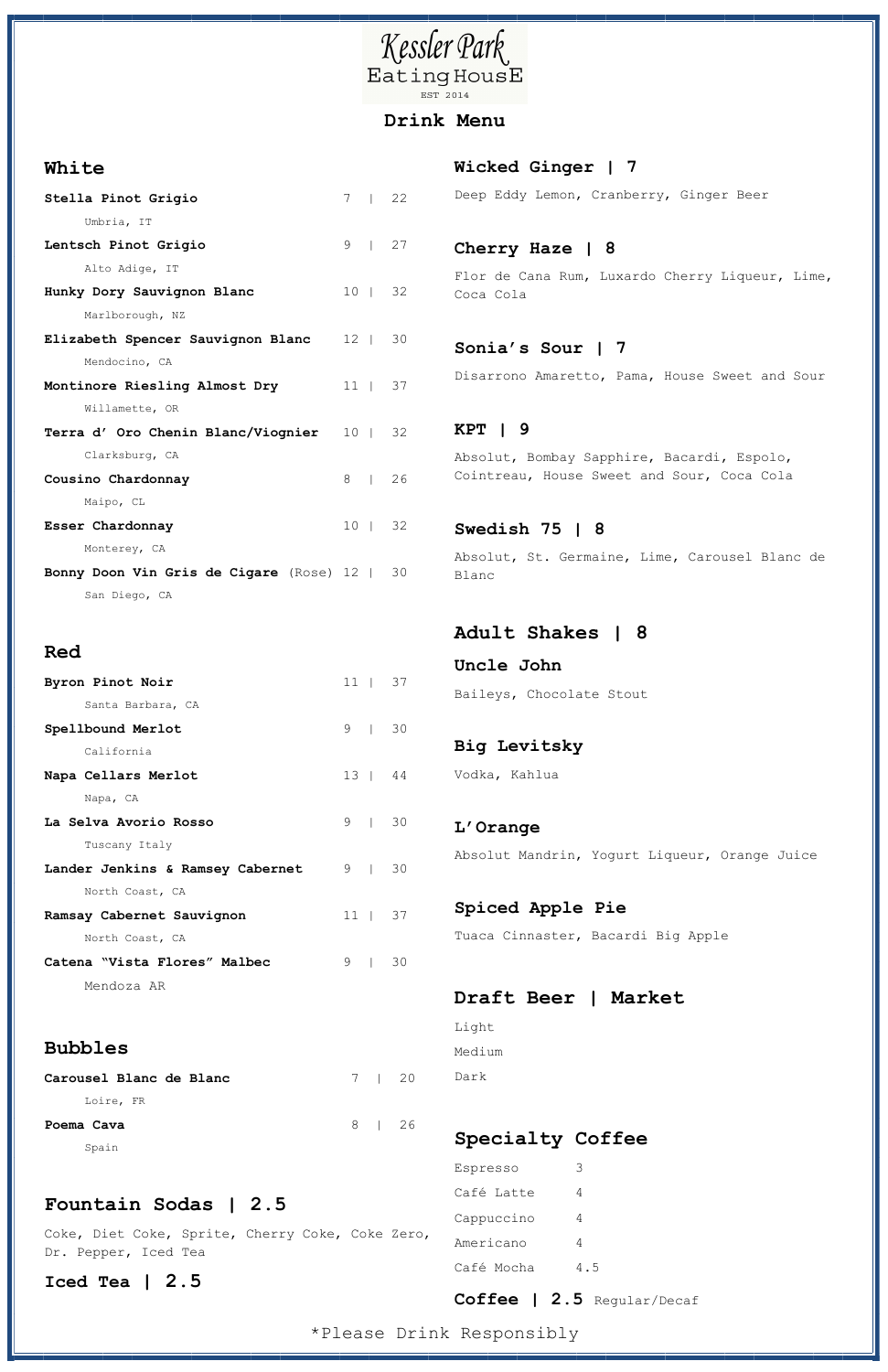Kessler Park

Eating HousE

EST 2014

# Drink Menu

## White

| | | |
|---|---|---|
| **Stella Pinot Grigio** Umbria, IT | 7 | 22 |
| **Lentsch Pinot Grigio** Alto Adige, IT | 9 | 27 |
| **Hunky Dory Sauvignon Blanc** Marlborough, NZ | 10 | 32 |
| **Elizabeth Spencer Sauvignon Blanc** Mendocino, CA | 12 | 30 |
| **Montinore Riesling Almost Dry** Willamette, OR | 11 | 37 |
| **Terra d' Oro Chenin Blanc/Viognier** Clarksburg, CA | 10 | 32 |
| **Cousino Chardonnay** Maipo, CL | 8 | 26 |
| **Esser Chardonnay** Monterey, CA | 10 | 32 |
| **Bonny Doon Vin Gris de Cigare** (Rose) San Diego, CA | 12 | 30 |

## Red

| | | |
|---|---|---|
| **Byron Pinot Noir** Santa Barbara, CA | 11 | 37 |
| **Spellbound Merlot** California | 9 | 30 |
| **Napa Cellars Merlot** Napa, CA | 13 | 44 |
| **La Selva Avorio Rosso** Tuscany Italy | 9 | 30 |
| **Lander Jenkins & Ramsey Cabernet** North Coast, CA | 9 | 30 |
| **Ramsay Cabernet Sauvignon** North Coast, CA | 11 | 37 |
| **Catena "Vista Flores" Malbec** Mendoza AR | 9 | 30 |

## Bubbles

| | | |
|---|---|---|
| **Carousel Blanc de Blanc** Loire, FR | 7 | 20 |
| **Poema Cava** Spain | 8 | 26 |

## Fountain Sodas | 2.5

Coke, Diet Coke, Sprite, Cherry Coke, Coke Zero, Dr. Pepper, Iced Tea

## Iced Tea | 2.5

## Wicked Ginger | 7

Deep Eddy Lemon, Cranberry, Ginger Beer

## Cherry Haze | 8

Flor de Cana Rum, Luxardo Cherry Liqueur, Lime, Coca Cola

## Sonia's Sour | 7

Disarrono Amaretto, Pama, House Sweet and Sour

## KPT | 9

Absolut, Bombay Sapphire, Bacardi, Espolo, Cointreau, House Sweet and Sour, Coca Cola

## Swedish 75 | 8

Absolut, St. Germaine, Lime, Carousel Blanc de Blanc

## Adult Shakes | 8

### Uncle John

Baileys, Chocolate Stout

### Big Levitsky

Vodka, Kahlua

### L'Orange

Absolut Mandrin, Yogurt Liqueur, Orange Juice

### Spiced Apple Pie

Tuaca Cinnaster, Bacardi Big Apple

## Draft Beer | Market

Light

Medium

Dark

## Specialty Coffee

| | |
|---|---|
| Espresso | 3 |
| Café Latte | 4 |
| Cappuccino | 4 |
| Americano | 4 |
| Café Mocha | 4.5 |

## Coffee | 2.5 Regular/Decaf

*Please Drink Responsibly